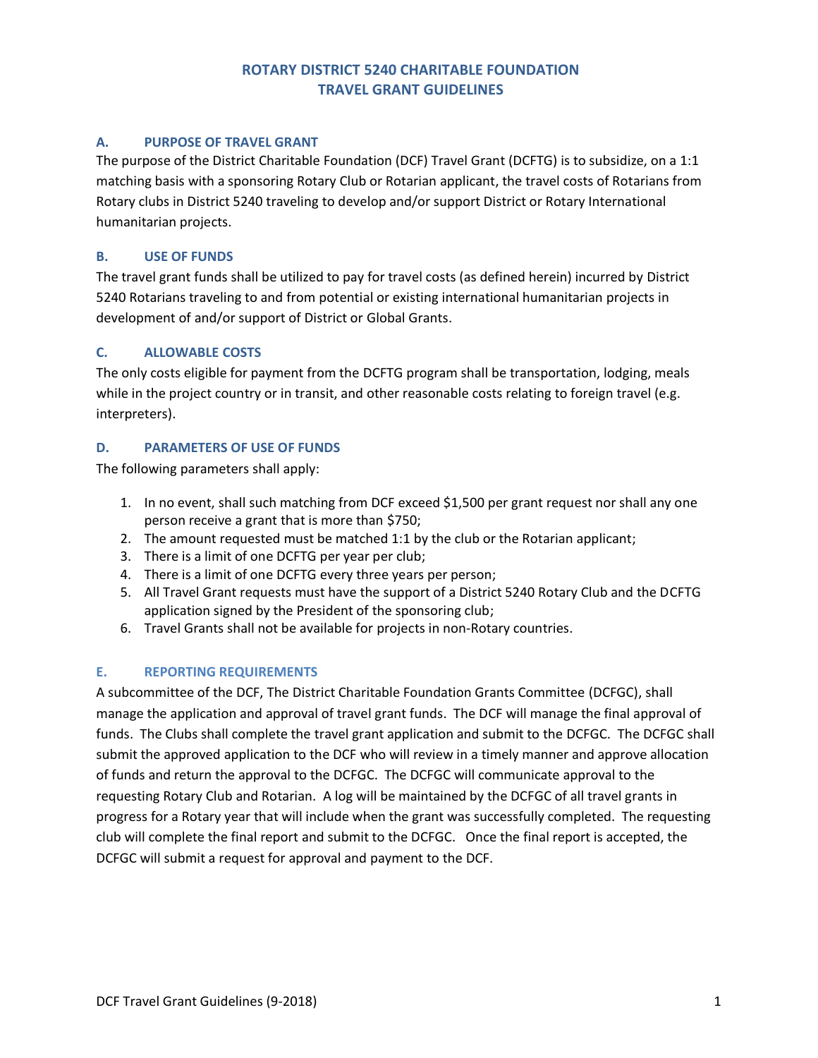# ROTARY DISTRICT 5240 CHARITABLE FOUNDATION
# TRAVEL GRANT GUIDELINES

## A. PURPOSE OF TRAVEL GRANT

The purpose of the District Charitable Foundation (DCF) Travel Grant (DCFTG) is to subsidize, on a 1:1 matching basis with a sponsoring Rotary Club or Rotarian applicant, the travel costs of Rotarians from Rotary clubs in District 5240 traveling to develop and/or support District or Rotary International humanitarian projects.

## B. USE OF FUNDS

The travel grant funds shall be utilized to pay for travel costs (as defined herein) incurred by District 5240 Rotarians traveling to and from potential or existing international humanitarian projects in development of and/or support of District or Global Grants.

## C. ALLOWABLE COSTS

The only costs eligible for payment from the DCFTG program shall be transportation, lodging, meals while in the project country or in transit, and other reasonable costs relating to foreign travel (e.g. interpreters).

## D. PARAMETERS OF USE OF FUNDS

The following parameters shall apply:

1. In no event, shall such matching from DCF exceed $1,500 per grant request nor shall any one person receive a grant that is more than $750;
2. The amount requested must be matched 1:1 by the club or the Rotarian applicant;
3. There is a limit of one DCFTG per year per club;
4. There is a limit of one DCFTG every three years per person;
5. All Travel Grant requests must have the support of a District 5240 Rotary Club and the DCFTG application signed by the President of the sponsoring club;
6. Travel Grants shall not be available for projects in non-Rotary countries.

## E. REPORTING REQUIREMENTS

A subcommittee of the DCF, The District Charitable Foundation Grants Committee (DCFGC), shall manage the application and approval of travel grant funds. The DCF will manage the final approval of funds. The Clubs shall complete the travel grant application and submit to the DCFGC. The DCFGC shall submit the approved application to the DCF who will review in a timely manner and approve allocation of funds and return the approval to the DCFGC. The DCFGC will communicate approval to the requesting Rotary Club and Rotarian. A log will be maintained by the DCFGC of all travel grants in progress for a Rotary year that will include when the grant was successfully completed. The requesting club will complete the final report and submit to the DCFGC. Once the final report is accepted, the DCFGC will submit a request for approval and payment to the DCF.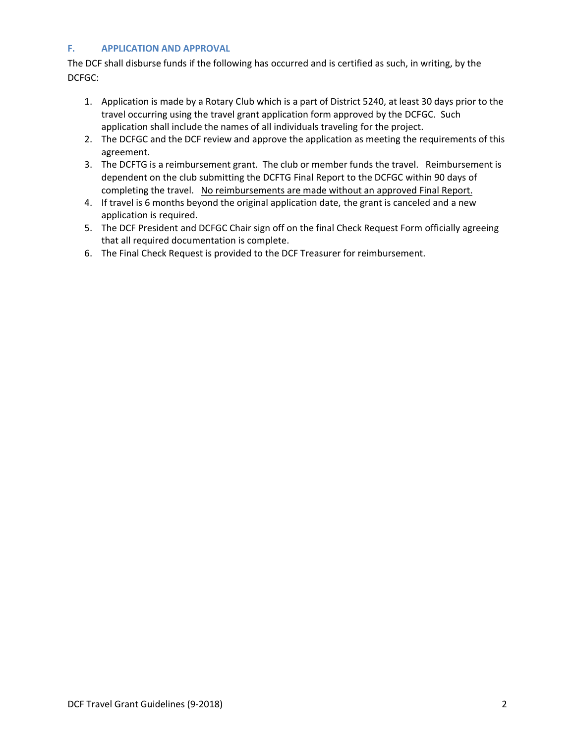### F. APPLICATION AND APPROVAL

The DCF shall disburse funds if the following has occurred and is certified as such, in writing, by the DCFGC:

1. Application is made by a Rotary Club which is a part of District 5240, at least 30 days prior to the travel occurring using the travel grant application form approved by the DCFGC. Such application shall include the names of all individuals traveling for the project.
2. The DCFGC and the DCF review and approve the application as meeting the requirements of this agreement.
3. The DCFTG is a reimbursement grant. The club or member funds the travel. Reimbursement is dependent on the club submitting the DCFTG Final Report to the DCFGC within 90 days of completing the travel. <u>No reimbursements are made without an approved Final Report.</u>
4. If travel is 6 months beyond the original application date, the grant is canceled and a new application is required.
5. The DCF President and DCFGC Chair sign off on the final Check Request Form officially agreeing that all required documentation is complete.
6. The Final Check Request is provided to the DCF Treasurer for reimbursement.